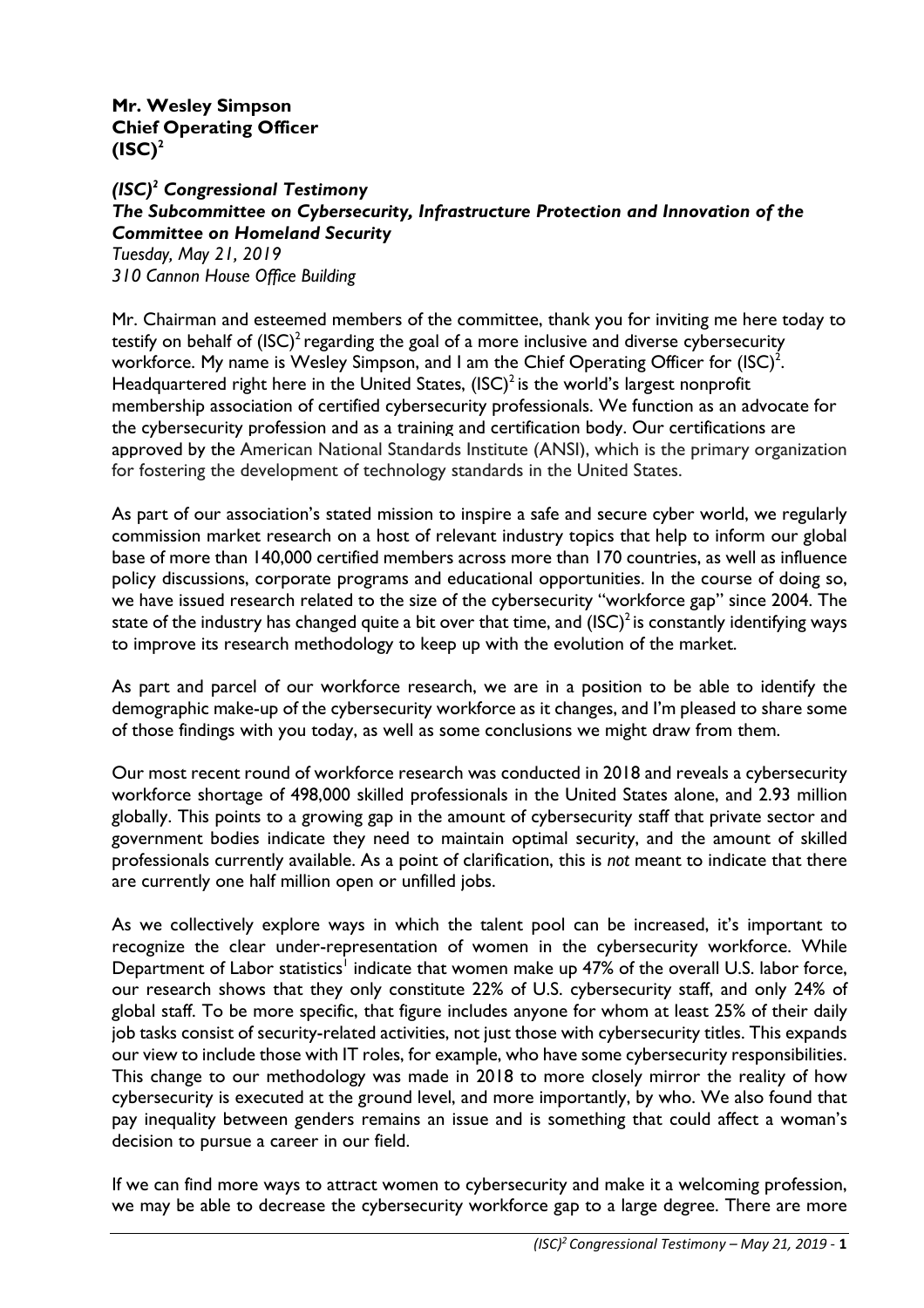**Mr. Wesley Simpson**
**Chief Operating Officer**
**$(ISC)^2$**

***$(ISC)^2$ Congressional Testimony***
***The Subcommittee on Cybersecurity, Infrastructure Protection and Innovation of the Committee on Homeland Security***
*Tuesday, May 21, 2019*
*310 Cannon House Office Building*

Mr. Chairman and esteemed members of the committee, thank you for inviting me here today to testify on behalf of $(ISC)^2$ regarding the goal of a more inclusive and diverse cybersecurity workforce. My name is Wesley Simpson, and I am the Chief Operating Officer for $(ISC)^2$. Headquartered right here in the United States, $(ISC)^2$ is the world's largest nonprofit membership association of certified cybersecurity professionals. We function as an advocate for the cybersecurity profession and as a training and certification body. Our certifications are approved by the American National Standards Institute (ANSI), which is the primary organization for fostering the development of technology standards in the United States.

As part of our association's stated mission to inspire a safe and secure cyber world, we regularly commission market research on a host of relevant industry topics that help to inform our global base of more than 140,000 certified members across more than 170 countries, as well as influence policy discussions, corporate programs and educational opportunities. In the course of doing so, we have issued research related to the size of the cybersecurity "workforce gap" since 2004. The state of the industry has changed quite a bit over that time, and $(ISC)^2$ is constantly identifying ways to improve its research methodology to keep up with the evolution of the market.

As part and parcel of our workforce research, we are in a position to be able to identify the demographic make-up of the cybersecurity workforce as it changes, and I'm pleased to share some of those findings with you today, as well as some conclusions we might draw from them.

Our most recent round of workforce research was conducted in 2018 and reveals a cybersecurity workforce shortage of 498,000 skilled professionals in the United States alone, and 2.93 million globally. This points to a growing gap in the amount of cybersecurity staff that private sector and government bodies indicate they need to maintain optimal security, and the amount of skilled professionals currently available. As a point of clarification, this is *not* meant to indicate that there are currently one half million open or unfilled jobs.

As we collectively explore ways in which the talent pool can be increased, it's important to recognize the clear under-representation of women in the cybersecurity workforce. While Department of Labor statistics[1] indicate that women make up 47% of the overall U.S. labor force, our research shows that they only constitute 22% of U.S. cybersecurity staff, and only 24% of global staff. To be more specific, that figure includes anyone for whom at least 25% of their daily job tasks consist of security-related activities, not just those with cybersecurity titles. This expands our view to include those with IT roles, for example, who have some cybersecurity responsibilities. This change to our methodology was made in 2018 to more closely mirror the reality of how cybersecurity is executed at the ground level, and more importantly, by who. We also found that pay inequality between genders remains an issue and is something that could affect a woman's decision to pursue a career in our field.

If we can find more ways to attract women to cybersecurity and make it a welcoming profession, we may be able to decrease the cybersecurity workforce gap to a large degree. There are more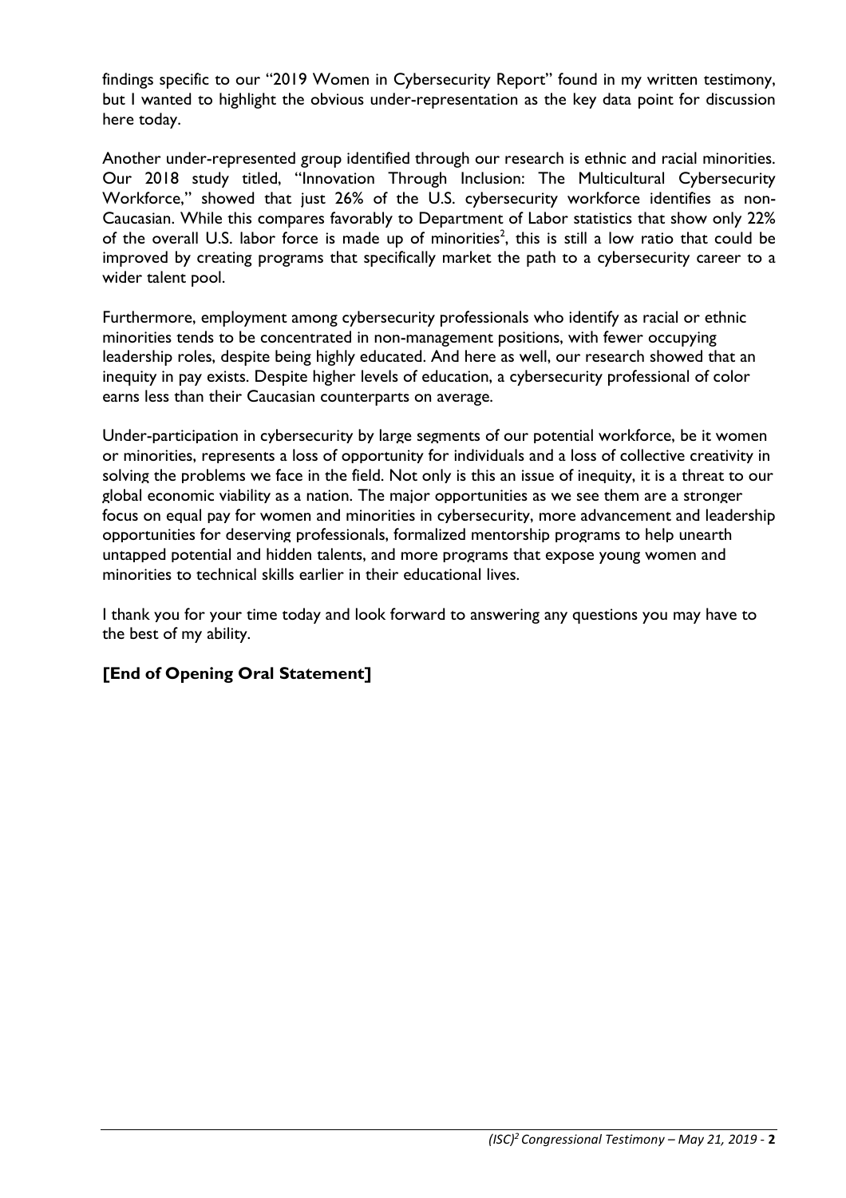findings specific to our "2019 Women in Cybersecurity Report" found in my written testimony, but I wanted to highlight the obvious under-representation as the key data point for discussion here today.

Another under-represented group identified through our research is ethnic and racial minorities. Our 2018 study titled, "Innovation Through Inclusion: The Multicultural Cybersecurity Workforce," showed that just 26% of the U.S. cybersecurity workforce identifies as non-Caucasian. While this compares favorably to Department of Labor statistics that show only 22% of the overall U.S. labor force is made up of minorities[2], this is still a low ratio that could be improved by creating programs that specifically market the path to a cybersecurity career to a wider talent pool.

Furthermore, employment among cybersecurity professionals who identify as racial or ethnic minorities tends to be concentrated in non-management positions, with fewer occupying leadership roles, despite being highly educated. And here as well, our research showed that an inequity in pay exists. Despite higher levels of education, a cybersecurity professional of color earns less than their Caucasian counterparts on average.

Under-participation in cybersecurity by large segments of our potential workforce, be it women or minorities, represents a loss of opportunity for individuals and a loss of collective creativity in solving the problems we face in the field. Not only is this an issue of inequity, it is a threat to our global economic viability as a nation. The major opportunities as we see them are a stronger focus on equal pay for women and minorities in cybersecurity, more advancement and leadership opportunities for deserving professionals, formalized mentorship programs to help unearth untapped potential and hidden talents, and more programs that expose young women and minorities to technical skills earlier in their educational lives.

I thank you for your time today and look forward to answering any questions you may have to the best of my ability.

**[End of Opening Oral Statement]**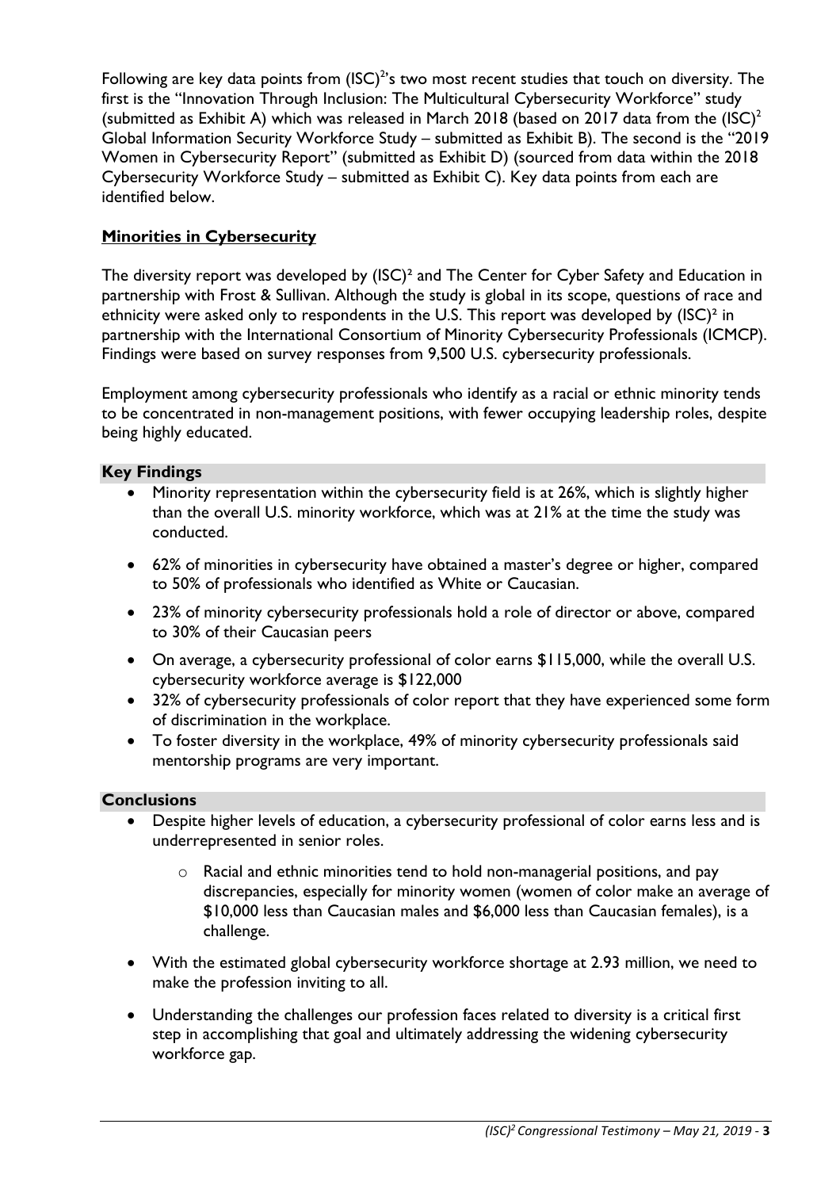Following are key data points from (ISC)²'s two most recent studies that touch on diversity. The first is the "Innovation Through Inclusion: The Multicultural Cybersecurity Workforce" study (submitted as Exhibit A) which was released in March 2018 (based on 2017 data from the (ISC)² Global Information Security Workforce Study – submitted as Exhibit B). The second is the "2019 Women in Cybersecurity Report" (submitted as Exhibit D) (sourced from data within the 2018 Cybersecurity Workforce Study – submitted as Exhibit C). Key data points from each are identified below.

## Minorities in Cybersecurity

The diversity report was developed by (ISC)² and The Center for Cyber Safety and Education in partnership with Frost & Sullivan. Although the study is global in its scope, questions of race and ethnicity were asked only to respondents in the U.S. This report was developed by (ISC)² in partnership with the International Consortium of Minority Cybersecurity Professionals (ICMCP). Findings were based on survey responses from 9,500 U.S. cybersecurity professionals.

Employment among cybersecurity professionals who identify as a racial or ethnic minority tends to be concentrated in non-management positions, with fewer occupying leadership roles, despite being highly educated.

### Key Findings

- Minority representation within the cybersecurity field is at 26%, which is slightly higher than the overall U.S. minority workforce, which was at 21% at the time the study was conducted.
- 62% of minorities in cybersecurity have obtained a master's degree or higher, compared to 50% of professionals who identified as White or Caucasian.
- 23% of minority cybersecurity professionals hold a role of director or above, compared to 30% of their Caucasian peers
- On average, a cybersecurity professional of color earns $115,000, while the overall U.S. cybersecurity workforce average is $122,000
- 32% of cybersecurity professionals of color report that they have experienced some form of discrimination in the workplace.
- To foster diversity in the workplace, 49% of minority cybersecurity professionals said mentorship programs are very important.

### Conclusions

- Despite higher levels of education, a cybersecurity professional of color earns less and is underrepresented in senior roles.
  - Racial and ethnic minorities tend to hold non-managerial positions, and pay discrepancies, especially for minority women (women of color make an average of $10,000 less than Caucasian males and $6,000 less than Caucasian females), is a challenge.
- With the estimated global cybersecurity workforce shortage at 2.93 million, we need to make the profession inviting to all.
- Understanding the challenges our profession faces related to diversity is a critical first step in accomplishing that goal and ultimately addressing the widening cybersecurity workforce gap.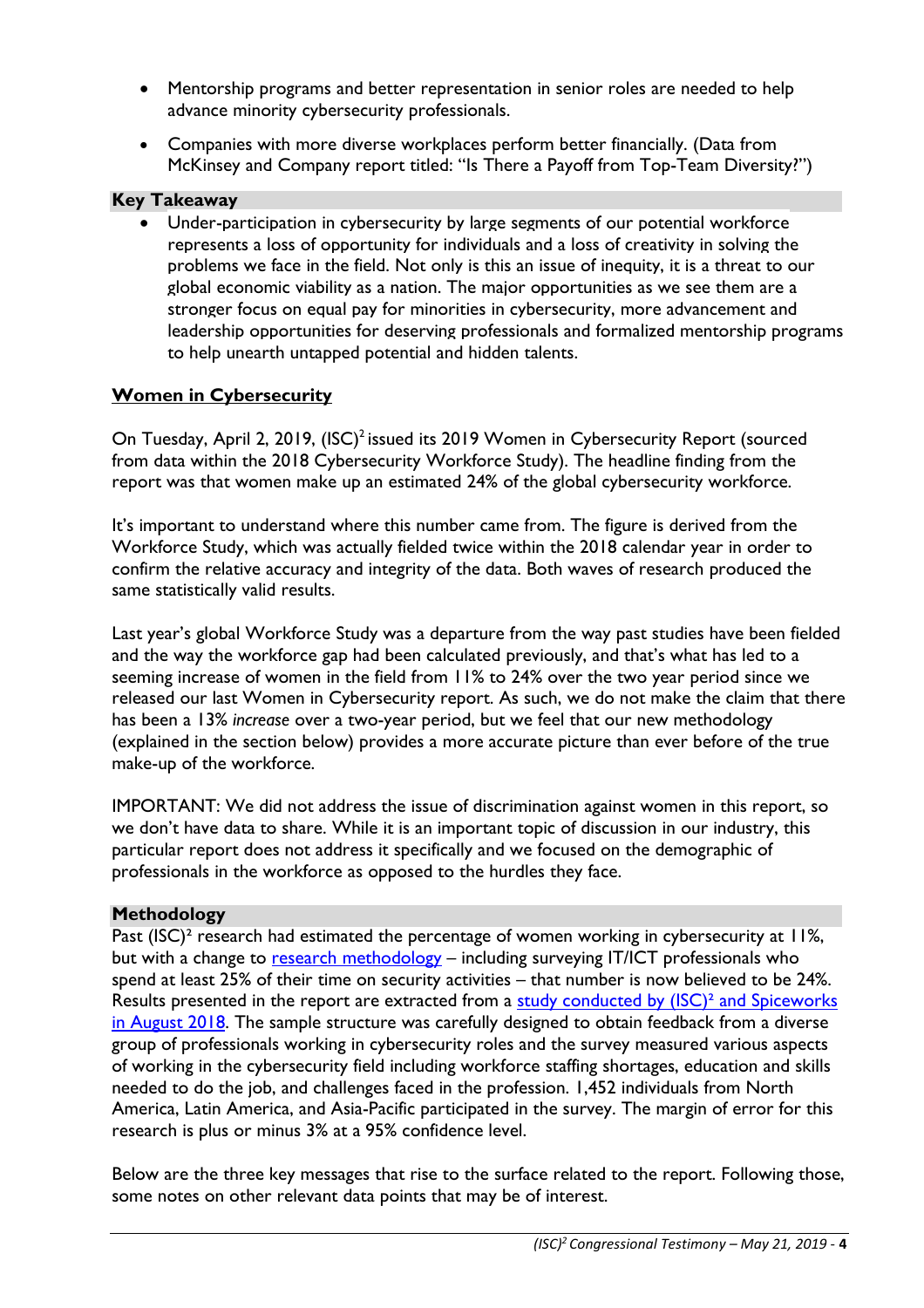- Mentorship programs and better representation in senior roles are needed to help advance minority cybersecurity professionals.
- Companies with more diverse workplaces perform better financially. (Data from McKinsey and Company report titled: "Is There a Payoff from Top-Team Diversity?")

**Key Takeaway**

- Under-participation in cybersecurity by large segments of our potential workforce represents a loss of opportunity for individuals and a loss of creativity in solving the problems we face in the field. Not only is this an issue of inequity, it is a threat to our global economic viability as a nation. The major opportunities as we see them are a stronger focus on equal pay for minorities in cybersecurity, more advancement and leadership opportunities for deserving professionals and formalized mentorship programs to help unearth untapped potential and hidden talents.

## Women in Cybersecurity

On Tuesday, April 2, 2019, (ISC)² issued its 2019 Women in Cybersecurity Report (sourced from data within the 2018 Cybersecurity Workforce Study). The headline finding from the report was that women make up an estimated 24% of the global cybersecurity workforce.

It's important to understand where this number came from. The figure is derived from the Workforce Study, which was actually fielded twice within the 2018 calendar year in order to confirm the relative accuracy and integrity of the data. Both waves of research produced the same statistically valid results.

Last year's global Workforce Study was a departure from the way past studies have been fielded and the way the workforce gap had been calculated previously, and that's what has led to a seeming increase of women in the field from 11% to 24% over the two year period since we released our last Women in Cybersecurity report. As such, we do not make the claim that there has been a 13% *increase* over a two-year period, but we feel that our new methodology (explained in the section below) provides a more accurate picture than ever before of the true make-up of the workforce.

IMPORTANT: We did not address the issue of discrimination against women in this report, so we don't have data to share. While it is an important topic of discussion in our industry, this particular report does not address it specifically and we focused on the demographic of professionals in the workforce as opposed to the hurdles they face.

**Methodology**

Past (ISC)² research had estimated the percentage of women working in cybersecurity at 11%, but with a change to research methodology – including surveying IT/ICT professionals who spend at least 25% of their time on security activities – that number is now believed to be 24%. Results presented in the report are extracted from a study conducted by (ISC)² and Spiceworks in August 2018. The sample structure was carefully designed to obtain feedback from a diverse group of professionals working in cybersecurity roles and the survey measured various aspects of working in the cybersecurity field including workforce staffing shortages, education and skills needed to do the job, and challenges faced in the profession. 1,452 individuals from North America, Latin America, and Asia-Pacific participated in the survey. The margin of error for this research is plus or minus 3% at a 95% confidence level.

Below are the three key messages that rise to the surface related to the report. Following those, some notes on other relevant data points that may be of interest.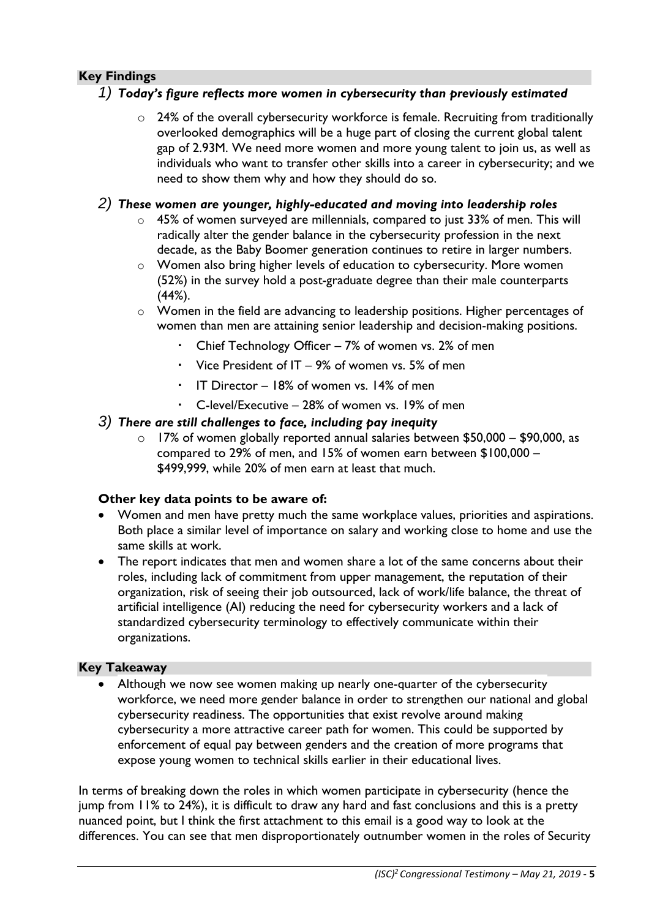## Key Findings

### 1) *Today's figure reflects more women in cybersecurity than previously estimated*

- 24% of the overall cybersecurity workforce is female. Recruiting from traditionally overlooked demographics will be a huge part of closing the current global talent gap of 2.93M. We need more women and more young talent to join us, as well as individuals who want to transfer other skills into a career in cybersecurity; and we need to show them why and how they should do so.

### 2) *These women are younger, highly-educated and moving into leadership roles*

- 45% of women surveyed are millennials, compared to just 33% of men. This will radically alter the gender balance in the cybersecurity profession in the next decade, as the Baby Boomer generation continues to retire in larger numbers.
- Women also bring higher levels of education to cybersecurity. More women (52%) in the survey hold a post-graduate degree than their male counterparts (44%).
- Women in the field are advancing to leadership positions. Higher percentages of women than men are attaining senior leadership and decision-making positions.
  - Chief Technology Officer – 7% of women vs. 2% of men
  - Vice President of IT – 9% of women vs. 5% of men
  - IT Director – 18% of women vs. 14% of men
  - C-level/Executive – 28% of women vs. 19% of men

### 3) *There are still challenges to face, including pay inequity*

- 17% of women globally reported annual salaries between $50,000 – $90,000, as compared to 29% of men, and 15% of women earn between $100,000 – $499,999, while 20% of men earn at least that much.

**Other key data points to be aware of:**

- Women and men have pretty much the same workplace values, priorities and aspirations. Both place a similar level of importance on salary and working close to home and use the same skills at work.
- The report indicates that men and women share a lot of the same concerns about their roles, including lack of commitment from upper management, the reputation of their organization, risk of seeing their job outsourced, lack of work/life balance, the threat of artificial intelligence (AI) reducing the need for cybersecurity workers and a lack of standardized cybersecurity terminology to effectively communicate within their organizations.

## Key Takeaway

- Although we now see women making up nearly one-quarter of the cybersecurity workforce, we need more gender balance in order to strengthen our national and global cybersecurity readiness. The opportunities that exist revolve around making cybersecurity a more attractive career path for women. This could be supported by enforcement of equal pay between genders and the creation of more programs that expose young women to technical skills earlier in their educational lives.

In terms of breaking down the roles in which women participate in cybersecurity (hence the jump from 11% to 24%), it is difficult to draw any hard and fast conclusions and this is a pretty nuanced point, but I think the first attachment to this email is a good way to look at the differences. You can see that men disproportionately outnumber women in the roles of Security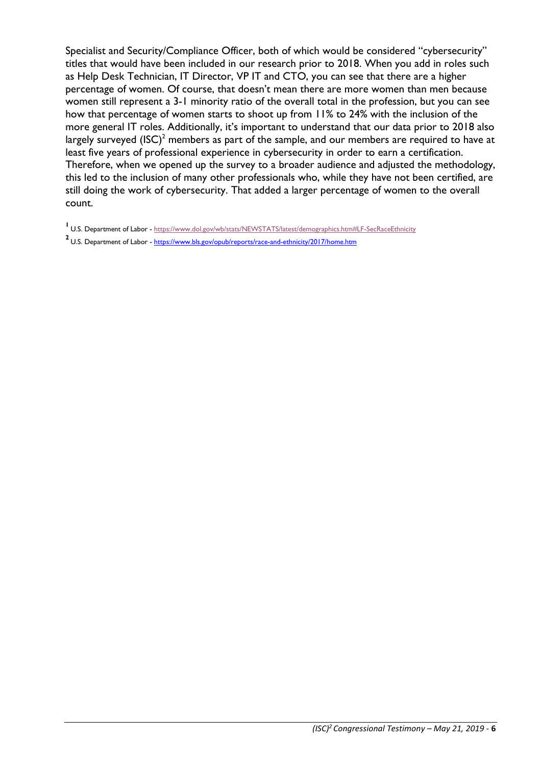Specialist and Security/Compliance Officer, both of which would be considered "cybersecurity" titles that would have been included in our research prior to 2018. When you add in roles such as Help Desk Technician, IT Director, VP IT and CTO, you can see that there are a higher percentage of women. Of course, that doesn't mean there are more women than men because women still represent a 3-1 minority ratio of the overall total in the profession, but you can see how that percentage of women starts to shoot up from 11% to 24% with the inclusion of the more general IT roles. Additionally, it's important to understand that our data prior to 2018 also largely surveyed (ISC)[2] members as part of the sample, and our members are required to have at least five years of professional experience in cybersecurity in order to earn a certification. Therefore, when we opened up the survey to a broader audience and adjusted the methodology, this led to the inclusion of many other professionals who, while they have not been certified, are still doing the work of cybersecurity. That added a larger percentage of women to the overall count.

[1] U.S. Department of Labor - https://www.dol.gov/wb/stats/NEWSTATS/latest/demographics.htm#LF-SecRaceEthnicity

[2] U.S. Department of Labor - https://www.bls.gov/opub/reports/race-and-ethnicity/2017/home.htm